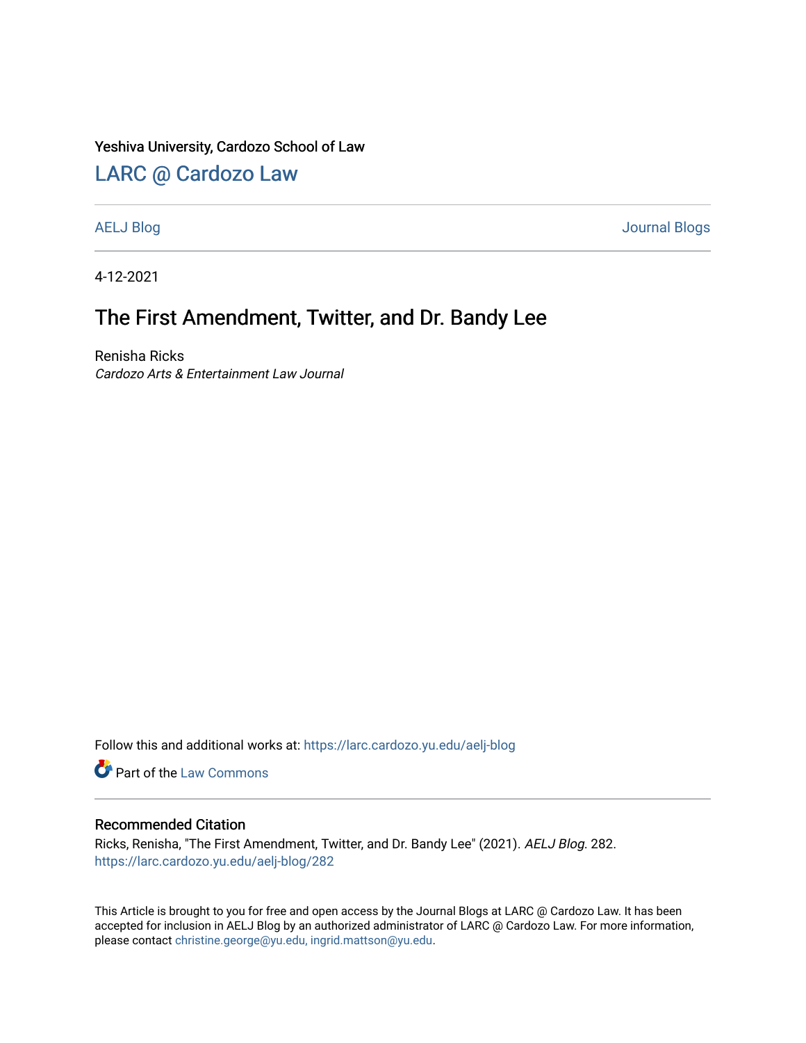Yeshiva University, Cardozo School of Law

# LARC @ Cardozo Law

AELJ Blog | Journal Blogs

4-12-2021

## The First Amendment, Twitter, and Dr. Bandy Lee

Renisha Ricks
*Cardozo Arts & Entertainment Law Journal*

Follow this and additional works at: https://larc.cardozo.yu.edu/aelj-blog

Part of the Law Commons

### Recommended Citation

Ricks, Renisha, "The First Amendment, Twitter, and Dr. Bandy Lee" (2021). *AELJ Blog*. 282.
https://larc.cardozo.yu.edu/aelj-blog/282

This Article is brought to you for free and open access by the Journal Blogs at LARC @ Cardozo Law. It has been accepted for inclusion in AELJ Blog by an authorized administrator of LARC @ Cardozo Law. For more information, please contact christine.george@yu.edu, ingrid.mattson@yu.edu.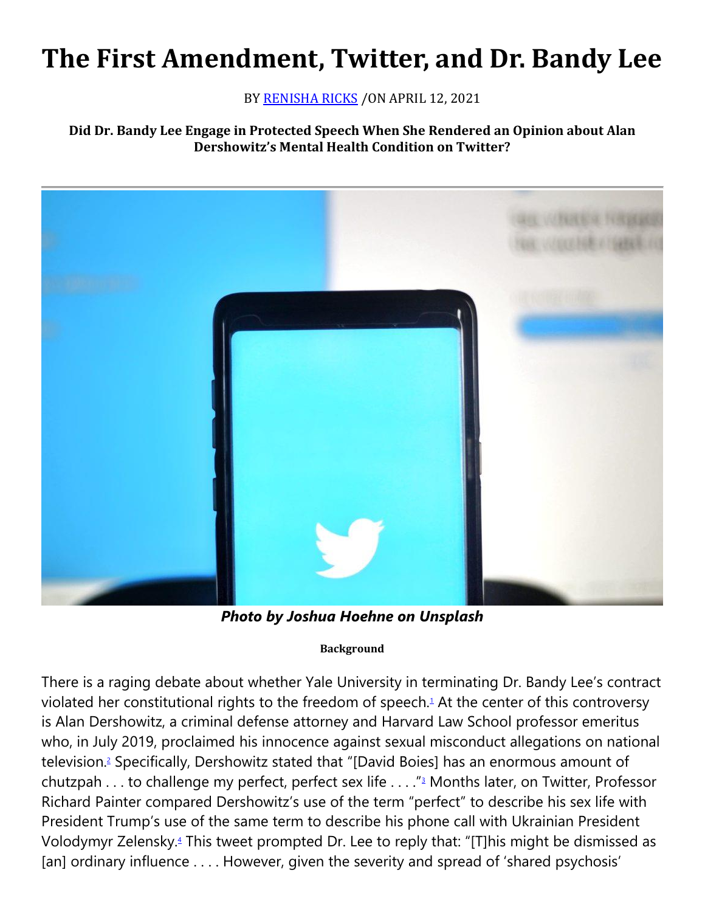# The First Amendment, Twitter, and Dr. Bandy Lee

BY RENISHA RICKS /ON APRIL 12, 2021

**Did Dr. Bandy Lee Engage in Protected Speech When She Rendered an Opinion about Alan Dershowitz's Mental Health Condition on Twitter?**

***Photo by Joshua Hoehne on Unsplash***

**Background**

There is a raging debate about whether Yale University in terminating Dr. Bandy Lee's contract violated her constitutional rights to the freedom of speech.[1] At the center of this controversy is Alan Dershowitz, a criminal defense attorney and Harvard Law School professor emeritus who, in July 2019, proclaimed his innocence against sexual misconduct allegations on national television.[2] Specifically, Dershowitz stated that "[David Boies] has an enormous amount of chutzpah . . . to challenge my perfect, perfect sex life . . . ."[3] Months later, on Twitter, Professor Richard Painter compared Dershowitz's use of the term "perfect" to describe his sex life with President Trump's use of the same term to describe his phone call with Ukrainian President Volodymyr Zelensky.[4] This tweet prompted Dr. Lee to reply that: "[T]his might be dismissed as [an] ordinary influence . . . . However, given the severity and spread of 'shared psychosis'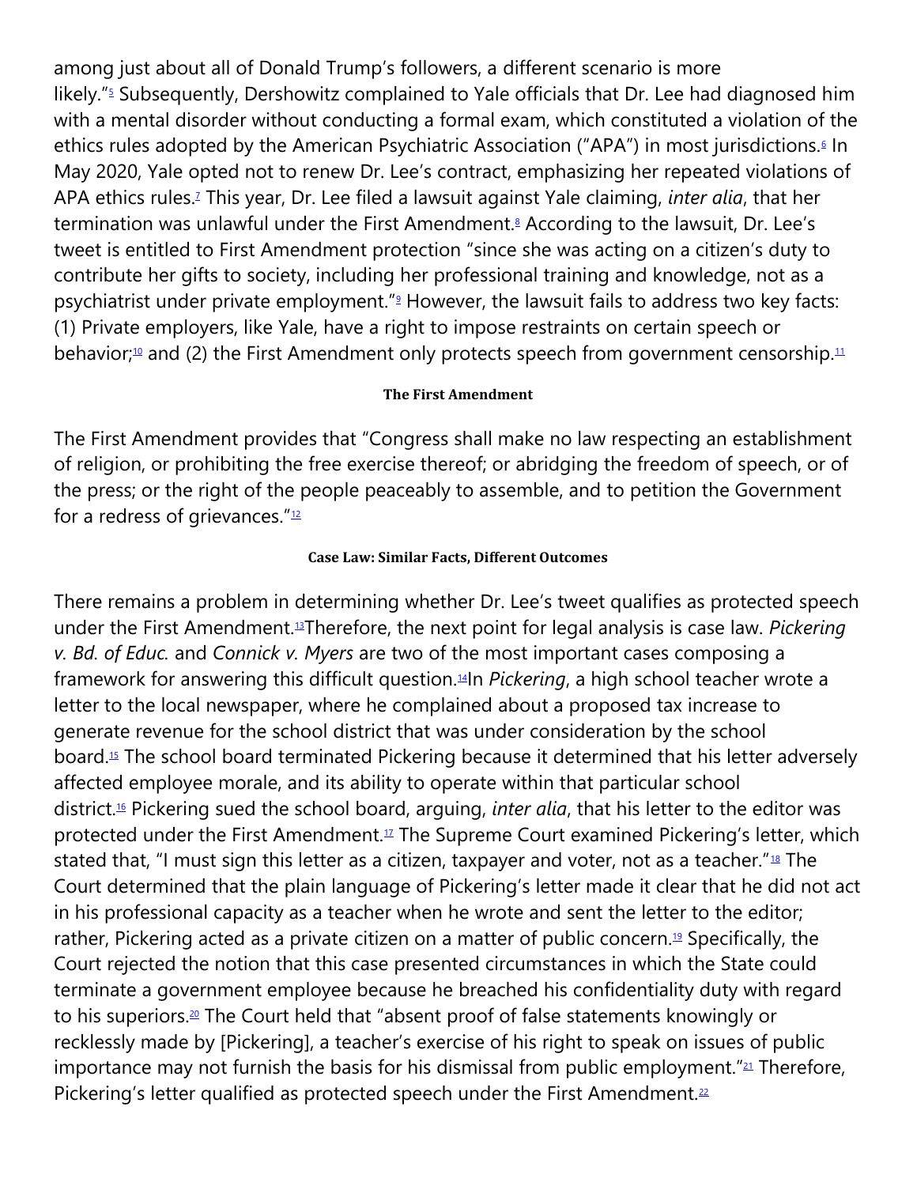among just about all of Donald Trump's followers, a different scenario is more likely."[5] Subsequently, Dershowitz complained to Yale officials that Dr. Lee had diagnosed him with a mental disorder without conducting a formal exam, which constituted a violation of the ethics rules adopted by the American Psychiatric Association ("APA") in most jurisdictions.[6] In May 2020, Yale opted not to renew Dr. Lee's contract, emphasizing her repeated violations of APA ethics rules.[7] This year, Dr. Lee filed a lawsuit against Yale claiming, *inter alia*, that her termination was unlawful under the First Amendment.[8] According to the lawsuit, Dr. Lee's tweet is entitled to First Amendment protection "since she was acting on a citizen's duty to contribute her gifts to society, including her professional training and knowledge, not as a psychiatrist under private employment."[9] However, the lawsuit fails to address two key facts: (1) Private employers, like Yale, have a right to impose restraints on certain speech or behavior;[10] and (2) the First Amendment only protects speech from government censorship.[11]

#### The First Amendment

The First Amendment provides that "Congress shall make no law respecting an establishment of religion, or prohibiting the free exercise thereof; or abridging the freedom of speech, or of the press; or the right of the people peaceably to assemble, and to petition the Government for a redress of grievances."[12]

#### Case Law: Similar Facts, Different Outcomes

There remains a problem in determining whether Dr. Lee's tweet qualifies as protected speech under the First Amendment.[13]Therefore, the next point for legal analysis is case law. *Pickering v. Bd. of Educ.* and *Connick v. Myers* are two of the most important cases composing a framework for answering this difficult question.[14]In *Pickering*, a high school teacher wrote a letter to the local newspaper, where he complained about a proposed tax increase to generate revenue for the school district that was under consideration by the school board.[15] The school board terminated Pickering because it determined that his letter adversely affected employee morale, and its ability to operate within that particular school district.[16] Pickering sued the school board, arguing, *inter alia*, that his letter to the editor was protected under the First Amendment.[17] The Supreme Court examined Pickering's letter, which stated that, "I must sign this letter as a citizen, taxpayer and voter, not as a teacher."[18] The Court determined that the plain language of Pickering's letter made it clear that he did not act in his professional capacity as a teacher when he wrote and sent the letter to the editor; rather, Pickering acted as a private citizen on a matter of public concern.[19] Specifically, the Court rejected the notion that this case presented circumstances in which the State could terminate a government employee because he breached his confidentiality duty with regard to his superiors.[20] The Court held that "absent proof of false statements knowingly or recklessly made by [Pickering], a teacher's exercise of his right to speak on issues of public importance may not furnish the basis for his dismissal from public employment."[21] Therefore, Pickering's letter qualified as protected speech under the First Amendment.[22]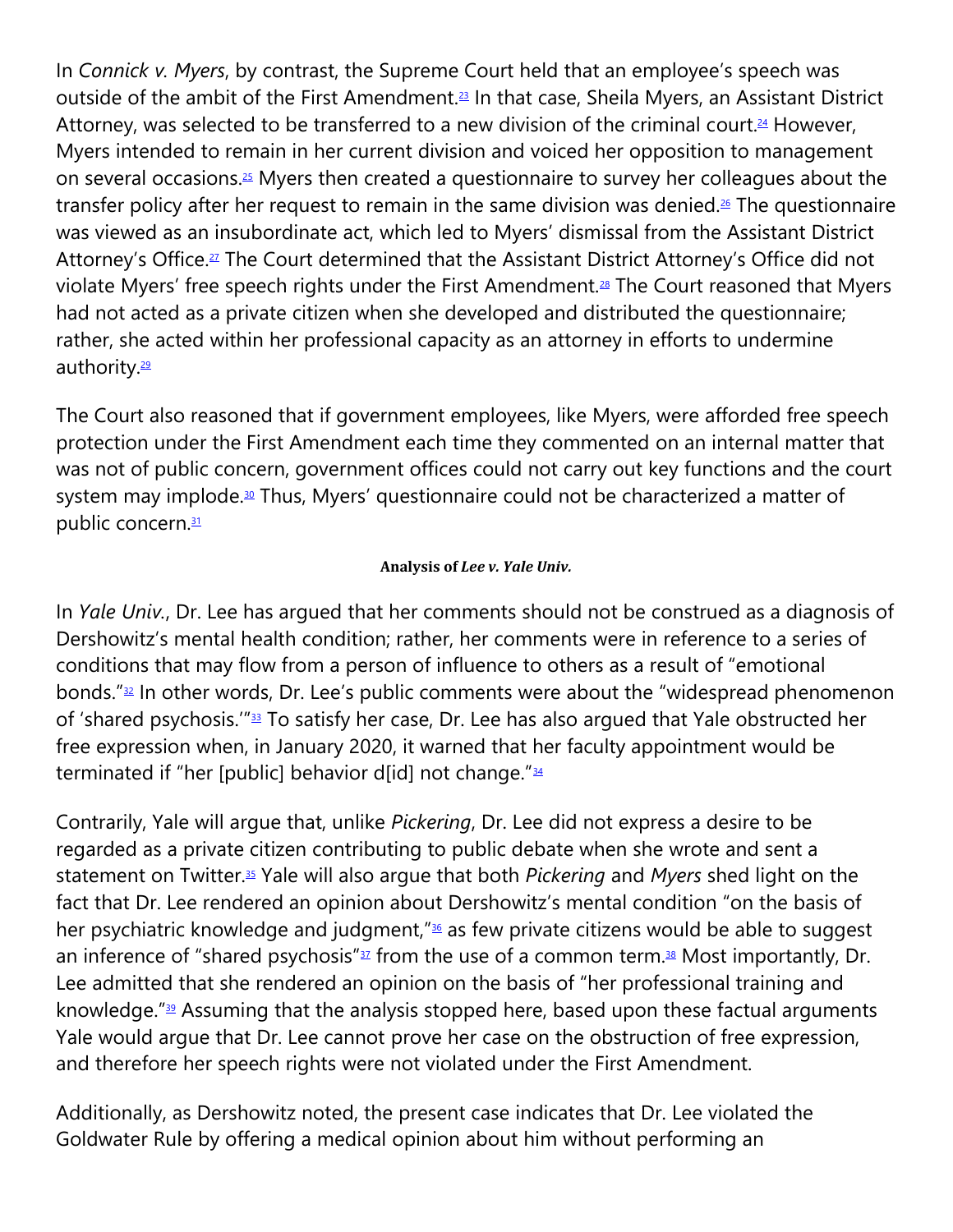In *Connick v. Myers*, by contrast, the Supreme Court held that an employee's speech was outside of the ambit of the First Amendment.[23] In that case, Sheila Myers, an Assistant District Attorney, was selected to be transferred to a new division of the criminal court.[24] However, Myers intended to remain in her current division and voiced her opposition to management on several occasions.[25] Myers then created a questionnaire to survey her colleagues about the transfer policy after her request to remain in the same division was denied.[26] The questionnaire was viewed as an insubordinate act, which led to Myers' dismissal from the Assistant District Attorney's Office.[27] The Court determined that the Assistant District Attorney's Office did not violate Myers' free speech rights under the First Amendment.[28] The Court reasoned that Myers had not acted as a private citizen when she developed and distributed the questionnaire; rather, she acted within her professional capacity as an attorney in efforts to undermine authority.[29]

The Court also reasoned that if government employees, like Myers, were afforded free speech protection under the First Amendment each time they commented on an internal matter that was not of public concern, government offices could not carry out key functions and the court system may implode.[30] Thus, Myers' questionnaire could not be characterized a matter of public concern.[31]

#### Analysis of *Lee v. Yale Univ.*

In *Yale Univ.*, Dr. Lee has argued that her comments should not be construed as a diagnosis of Dershowitz's mental health condition; rather, her comments were in reference to a series of conditions that may flow from a person of influence to others as a result of "emotional bonds."[32] In other words, Dr. Lee's public comments were about the "widespread phenomenon of 'shared psychosis.'"[33] To satisfy her case, Dr. Lee has also argued that Yale obstructed her free expression when, in January 2020, it warned that her faculty appointment would be terminated if "her [public] behavior d[id] not change."[34]

Contrarily, Yale will argue that, unlike *Pickering*, Dr. Lee did not express a desire to be regarded as a private citizen contributing to public debate when she wrote and sent a statement on Twitter.[35] Yale will also argue that both *Pickering* and *Myers* shed light on the fact that Dr. Lee rendered an opinion about Dershowitz's mental condition "on the basis of her psychiatric knowledge and judgment,"[36] as few private citizens would be able to suggest an inference of "shared psychosis"[37] from the use of a common term.[38] Most importantly, Dr. Lee admitted that she rendered an opinion on the basis of "her professional training and knowledge."[39] Assuming that the analysis stopped here, based upon these factual arguments Yale would argue that Dr. Lee cannot prove her case on the obstruction of free expression, and therefore her speech rights were not violated under the First Amendment.

Additionally, as Dershowitz noted, the present case indicates that Dr. Lee violated the Goldwater Rule by offering a medical opinion about him without performing an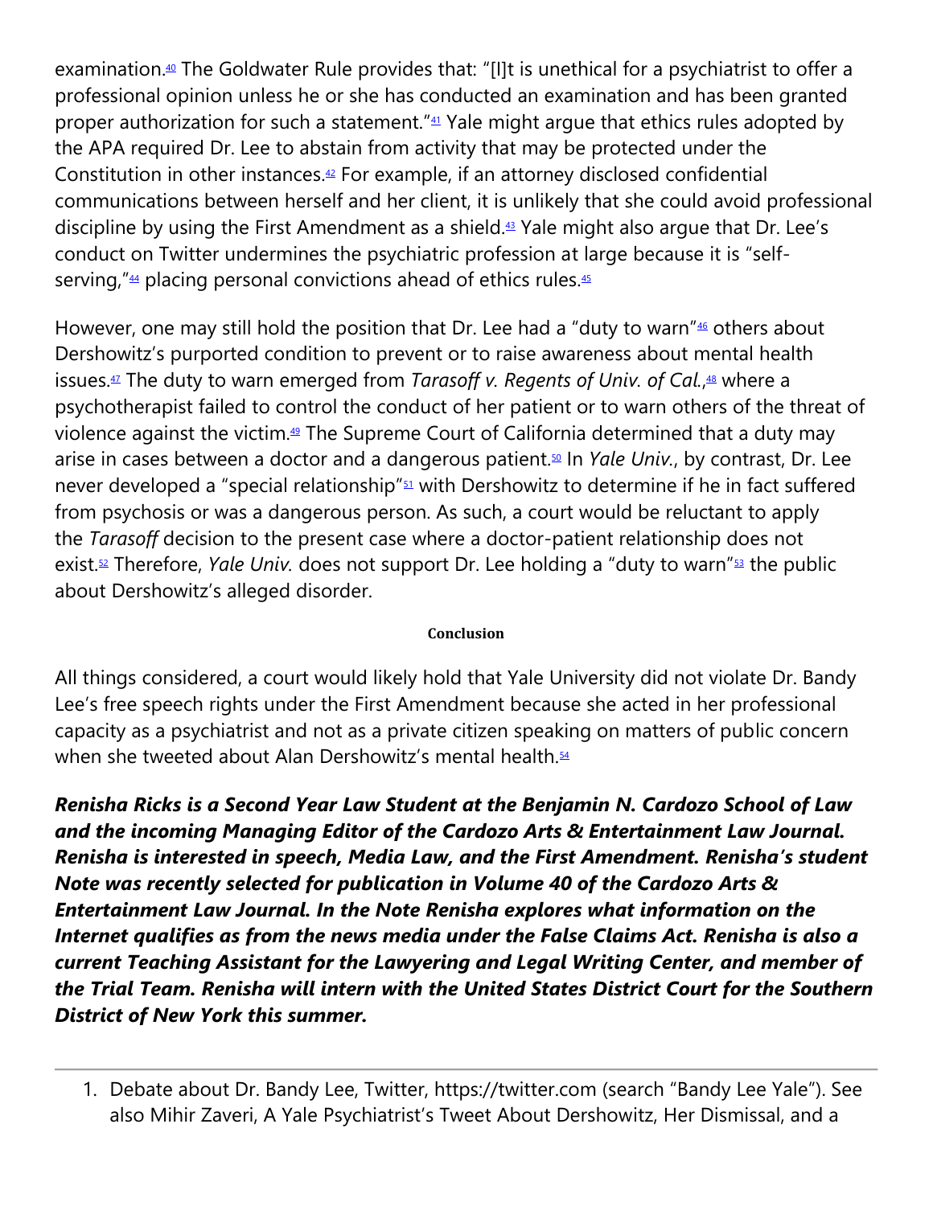examination.[40] The Goldwater Rule provides that: "[I]t is unethical for a psychiatrist to offer a professional opinion unless he or she has conducted an examination and has been granted proper authorization for such a statement."[41] Yale might argue that ethics rules adopted by the APA required Dr. Lee to abstain from activity that may be protected under the Constitution in other instances.[42] For example, if an attorney disclosed confidential communications between herself and her client, it is unlikely that she could avoid professional discipline by using the First Amendment as a shield.[43] Yale might also argue that Dr. Lee's conduct on Twitter undermines the psychiatric profession at large because it is "self-serving,"[44] placing personal convictions ahead of ethics rules.[45]

However, one may still hold the position that Dr. Lee had a "duty to warn"[46] others about Dershowitz's purported condition to prevent or to raise awareness about mental health issues.[47] The duty to warn emerged from *Tarasoff v. Regents of Univ. of Cal.*,[48] where a psychotherapist failed to control the conduct of her patient or to warn others of the threat of violence against the victim.[49] The Supreme Court of California determined that a duty may arise in cases between a doctor and a dangerous patient.[50] In *Yale Univ.*, by contrast, Dr. Lee never developed a "special relationship"[51] with Dershowitz to determine if he in fact suffered from psychosis or was a dangerous person. As such, a court would be reluctant to apply the *Tarasoff* decision to the present case where a doctor-patient relationship does not exist.[52] Therefore, *Yale Univ.* does not support Dr. Lee holding a "duty to warn"[53] the public about Dershowitz's alleged disorder.

#### Conclusion

All things considered, a court would likely hold that Yale University did not violate Dr. Bandy Lee's free speech rights under the First Amendment because she acted in her professional capacity as a psychiatrist and not as a private citizen speaking on matters of public concern when she tweeted about Alan Dershowitz's mental health.[54]

***Renisha Ricks is a Second Year Law Student at the Benjamin N. Cardozo School of Law and the incoming Managing Editor of the Cardozo Arts & Entertainment Law Journal. Renisha is interested in speech, Media Law, and the First Amendment. Renisha's student Note was recently selected for publication in Volume 40 of the Cardozo Arts & Entertainment Law Journal. In the Note Renisha explores what information on the Internet qualifies as from the news media under the False Claims Act. Renisha is also a current Teaching Assistant for the Lawyering and Legal Writing Center, and member of the Trial Team. Renisha will intern with the United States District Court for the Southern District of New York this summer.***

---

1. Debate about Dr. Bandy Lee, Twitter, https://twitter.com (search "Bandy Lee Yale"). See also Mihir Zaveri, A Yale Psychiatrist's Tweet About Dershowitz, Her Dismissal, and a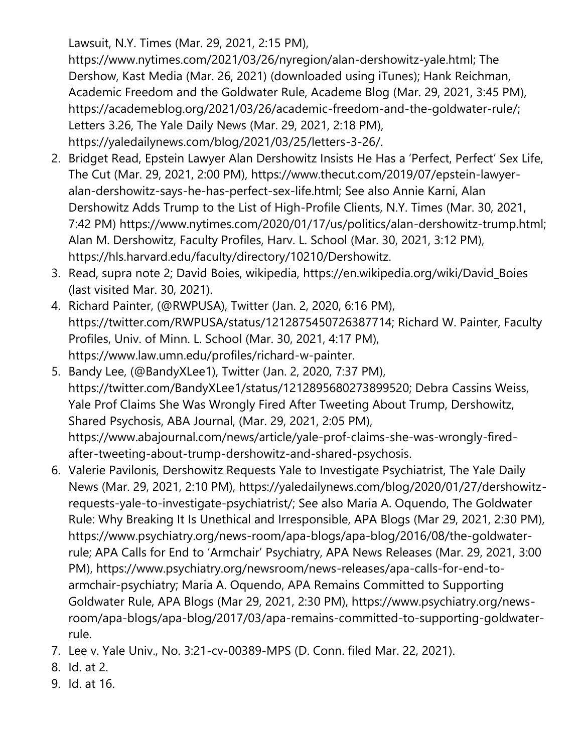Lawsuit, N.Y. Times (Mar. 29, 2021, 2:15 PM), https://www.nytimes.com/2021/03/26/nyregion/alan-dershowitz-yale.html; The Dershow, Kast Media (Mar. 26, 2021) (downloaded using iTunes); Hank Reichman, Academic Freedom and the Goldwater Rule, Academe Blog (Mar. 29, 2021, 3:45 PM), https://academeblog.org/2021/03/26/academic-freedom-and-the-goldwater-rule/; Letters 3.26, The Yale Daily News (Mar. 29, 2021, 2:18 PM), https://yaledailynews.com/blog/2021/03/25/letters-3-26/.

2. Bridget Read, Epstein Lawyer Alan Dershowitz Insists He Has a 'Perfect, Perfect' Sex Life, The Cut (Mar. 29, 2021, 2:00 PM), https://www.thecut.com/2019/07/epstein-lawyer-alan-dershowitz-says-he-has-perfect-sex-life.html; See also Annie Karni, Alan Dershowitz Adds Trump to the List of High-Profile Clients, N.Y. Times (Mar. 30, 2021, 7:42 PM) https://www.nytimes.com/2020/01/17/us/politics/alan-dershowitz-trump.html; Alan M. Dershowitz, Faculty Profiles, Harv. L. School (Mar. 30, 2021, 3:12 PM), https://hls.harvard.edu/faculty/directory/10210/Dershowitz.
3. Read, supra note 2; David Boies, wikipedia, https://en.wikipedia.org/wiki/David_Boies (last visited Mar. 30, 2021).
4. Richard Painter, (@RWPUSA), Twitter (Jan. 2, 2020, 6:16 PM), https://twitter.com/RWPUSA/status/1212875450726387714; Richard W. Painter, Faculty Profiles, Univ. of Minn. L. School (Mar. 30, 2021, 4:17 PM), https://www.law.umn.edu/profiles/richard-w-painter.
5. Bandy Lee, (@BandyXLee1), Twitter (Jan. 2, 2020, 7:37 PM), https://twitter.com/BandyXLee1/status/1212895680273899520; Debra Cassins Weiss, Yale Prof Claims She Was Wrongly Fired After Tweeting About Trump, Dershowitz, Shared Psychosis, ABA Journal, (Mar. 29, 2021, 2:05 PM), https://www.abajournal.com/news/article/yale-prof-claims-she-was-wrongly-fired-after-tweeting-about-trump-dershowitz-and-shared-psychosis.
6. Valerie Pavilonis, Dershowitz Requests Yale to Investigate Psychiatrist, The Yale Daily News (Mar. 29, 2021, 2:10 PM), https://yaledailynews.com/blog/2020/01/27/dershowitz-requests-yale-to-investigate-psychiatrist/; See also Maria A. Oquendo, The Goldwater Rule: Why Breaking It Is Unethical and Irresponsible, APA Blogs (Mar 29, 2021, 2:30 PM), https://www.psychiatry.org/news-room/apa-blogs/apa-blog/2016/08/the-goldwater-rule; APA Calls for End to 'Armchair' Psychiatry, APA News Releases (Mar. 29, 2021, 3:00 PM), https://www.psychiatry.org/newsroom/news-releases/apa-calls-for-end-to-armchair-psychiatry; Maria A. Oquendo, APA Remains Committed to Supporting Goldwater Rule, APA Blogs (Mar 29, 2021, 2:30 PM), https://www.psychiatry.org/news-room/apa-blogs/apa-blog/2017/03/apa-remains-committed-to-supporting-goldwater-rule.
7. Lee v. Yale Univ., No. 3:21-cv-00389-MPS (D. Conn. filed Mar. 22, 2021).
8. Id. at 2.
9. Id. at 16.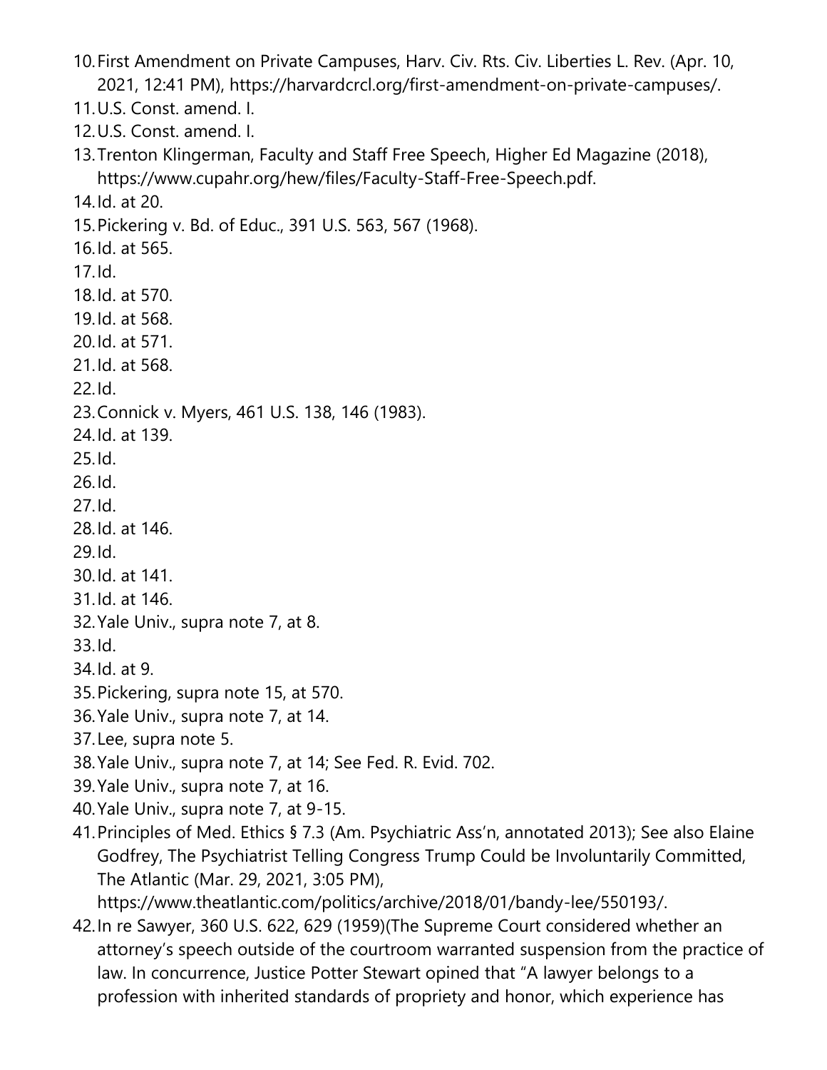10. First Amendment on Private Campuses, Harv. Civ. Rts. Civ. Liberties L. Rev. (Apr. 10, 2021, 12:41 PM), https://harvardcrcl.org/first-amendment-on-private-campuses/.
11. U.S. Const. amend. I.
12. U.S. Const. amend. I.
13. Trenton Klingerman, Faculty and Staff Free Speech, Higher Ed Magazine (2018), https://www.cupahr.org/hew/files/Faculty-Staff-Free-Speech.pdf.
14. Id. at 20.
15. Pickering v. Bd. of Educ., 391 U.S. 563, 567 (1968).
16. Id. at 565.
17. Id.
18. Id. at 570.
19. Id. at 568.
20. Id. at 571.
21. Id. at 568.
22. Id.
23. Connick v. Myers, 461 U.S. 138, 146 (1983).
24. Id. at 139.
25. Id.
26. Id.
27. Id.
28. Id. at 146.
29. Id.
30. Id. at 141.
31. Id. at 146.
32. Yale Univ., supra note 7, at 8.
33. Id.
34. Id. at 9.
35. Pickering, supra note 15, at 570.
36. Yale Univ., supra note 7, at 14.
37. Lee, supra note 5.
38. Yale Univ., supra note 7, at 14; See Fed. R. Evid. 702.
39. Yale Univ., supra note 7, at 16.
40. Yale Univ., supra note 7, at 9-15.
41. Principles of Med. Ethics § 7.3 (Am. Psychiatric Ass'n, annotated 2013); See also Elaine Godfrey, The Psychiatrist Telling Congress Trump Could be Involuntarily Committed, The Atlantic (Mar. 29, 2021, 3:05 PM), https://www.theatlantic.com/politics/archive/2018/01/bandy-lee/550193/.
42. In re Sawyer, 360 U.S. 622, 629 (1959)(The Supreme Court considered whether an attorney's speech outside of the courtroom warranted suspension from the practice of law. In concurrence, Justice Potter Stewart opined that "A lawyer belongs to a profession with inherited standards of propriety and honor, which experience has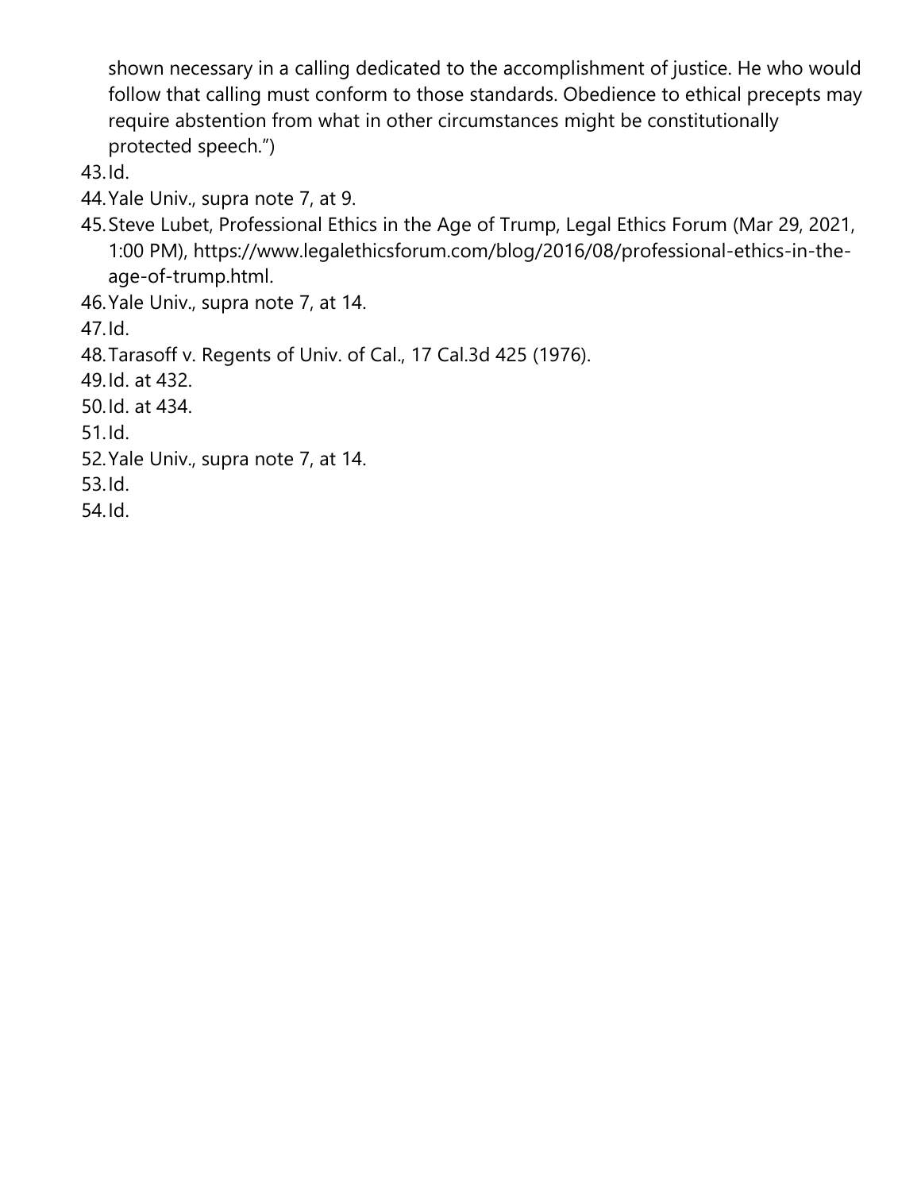shown necessary in a calling dedicated to the accomplishment of justice. He who would follow that calling must conform to those standards. Obedience to ethical precepts may require abstention from what in other circumstances might be constitutionally protected speech.")

43. Id.
44. Yale Univ., supra note 7, at 9.
45. Steve Lubet, Professional Ethics in the Age of Trump, Legal Ethics Forum (Mar 29, 2021, 1:00 PM), https://www.legalethicsforum.com/blog/2016/08/professional-ethics-in-the-age-of-trump.html.
46. Yale Univ., supra note 7, at 14.
47. Id.
48. Tarasoff v. Regents of Univ. of Cal., 17 Cal.3d 425 (1976).
49. Id. at 432.
50. Id. at 434.
51. Id.
52. Yale Univ., supra note 7, at 14.
53. Id.
54. Id.